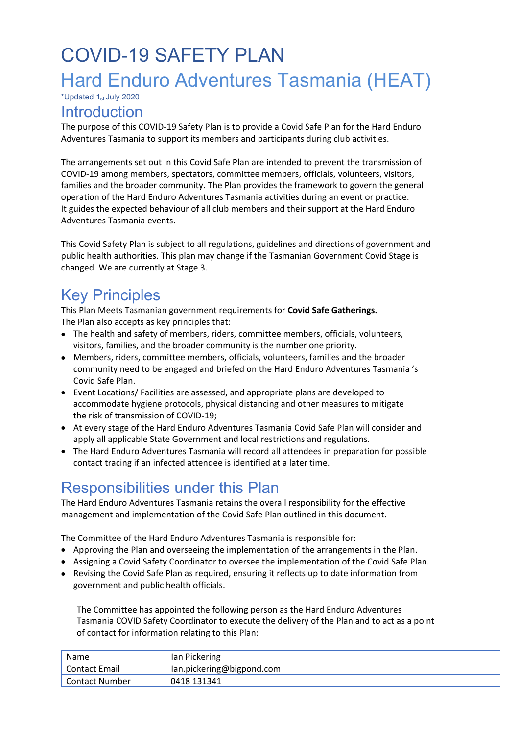# COVID-19 SAFETY PLAN

# Hard Enduro Adventures Tasmania (HEAT)

*Updated 1st July 2020

## Introduction

The purpose of this COVID-19 Safety Plan is to provide a Covid Safe Plan for the Hard Enduro Adventures Tasmania to support its members and participants during club activities.

The arrangements set out in this Covid Safe Plan are intended to prevent the transmission of COVID-19 among members, spectators, committee members, officials, volunteers, visitors, families and the broader community. The Plan provides the framework to govern the general operation of the Hard Enduro Adventures Tasmania activities during an event or practice. It guides the expected behaviour of all club members and their support at the Hard Enduro Adventures Tasmania events.

This Covid Safety Plan is subject to all regulations, guidelines and directions of government and public health authorities. This plan may change if the Tasmanian Government Covid Stage is changed. We are currently at Stage 3.

## Key Principles

This Plan Meets Tasmanian government requirements for **Covid Safe Gatherings.**
The Plan also accepts as key principles that:

- The health and safety of members, riders, committee members, officials, volunteers, visitors, families, and the broader community is the number one priority.
- Members, riders, committee members, officials, volunteers, families and the broader community need to be engaged and briefed on the Hard Enduro Adventures Tasmania 's Covid Safe Plan.
- Event Locations/ Facilities are assessed, and appropriate plans are developed to accommodate hygiene protocols, physical distancing and other measures to mitigate the risk of transmission of COVID-19;
- At every stage of the Hard Enduro Adventures Tasmania Covid Safe Plan will consider and apply all applicable State Government and local restrictions and regulations.
- The Hard Enduro Adventures Tasmania will record all attendees in preparation for possible contact tracing if an infected attendee is identified at a later time.

## Responsibilities under this Plan

The Hard Enduro Adventures Tasmania retains the overall responsibility for the effective management and implementation of the Covid Safe Plan outlined in this document.

The Committee of the Hard Enduro Adventures Tasmania is responsible for:

- Approving the Plan and overseeing the implementation of the arrangements in the Plan.
- Assigning a Covid Safety Coordinator to oversee the implementation of the Covid Safe Plan.
- Revising the Covid Safe Plan as required, ensuring it reflects up to date information from government and public health officials.

The Committee has appointed the following person as the Hard Enduro Adventures Tasmania COVID Safety Coordinator to execute the delivery of the Plan and to act as a point of contact for information relating to this Plan:

| | |
|---|---|
| Name | Ian Pickering |
| Contact Email | Ian.pickering@bigpond.com |
| Contact Number | 0418 131341 |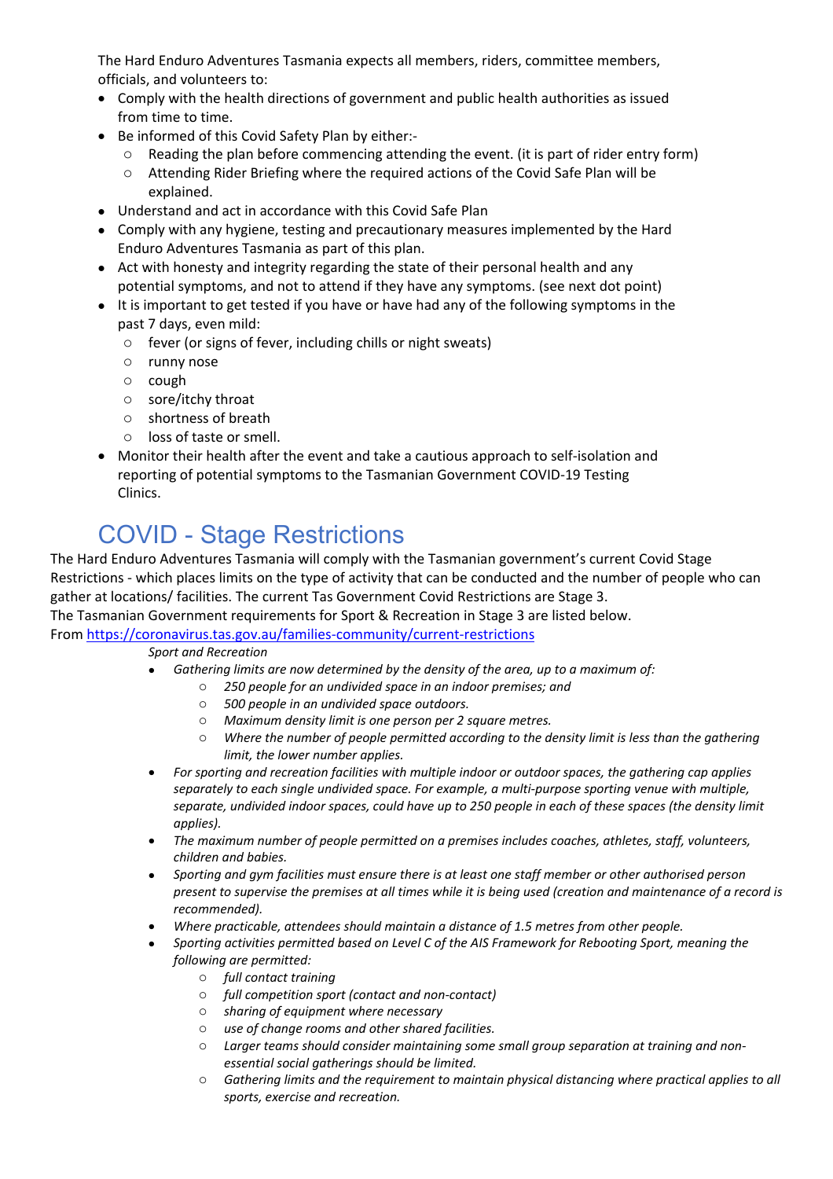The Hard Enduro Adventures Tasmania expects all members, riders, committee members, officials, and volunteers to:

- Comply with the health directions of government and public health authorities as issued from time to time.
- Be informed of this Covid Safety Plan by either:-
  - Reading the plan before commencing attending the event. (it is part of rider entry form)
  - Attending Rider Briefing where the required actions of the Covid Safe Plan will be explained.
- Understand and act in accordance with this Covid Safe Plan
- Comply with any hygiene, testing and precautionary measures implemented by the Hard Enduro Adventures Tasmania as part of this plan.
- Act with honesty and integrity regarding the state of their personal health and any potential symptoms, and not to attend if they have any symptoms. (see next dot point)
- It is important to get tested if you have or have had any of the following symptoms in the past 7 days, even mild:
  - fever (or signs of fever, including chills or night sweats)
  - runny nose
  - cough
  - sore/itchy throat
  - shortness of breath
  - loss of taste or smell.
- Monitor their health after the event and take a cautious approach to self-isolation and reporting of potential symptoms to the Tasmanian Government COVID-19 Testing Clinics.

# COVID - Stage Restrictions

The Hard Enduro Adventures Tasmania will comply with the Tasmanian government's current Covid Stage Restrictions - which places limits on the type of activity that can be conducted and the number of people who can gather at locations/ facilities. The current Tas Government Covid Restrictions are Stage 3.
The Tasmanian Government requirements for Sport & Recreation in Stage 3 are listed below.
From [https://coronavirus.tas.gov.au/families-community/current-restrictions](https://coronavirus.tas.gov.au/families-community/current-restrictions)

*Sport and Recreation*

- *Gathering limits are now determined by the density of the area, up to a maximum of:*
  - *250 people for an undivided space in an indoor premises; and*
  - *500 people in an undivided space outdoors.*
  - *Maximum density limit is one person per 2 square metres.*
  - *Where the number of people permitted according to the density limit is less than the gathering limit, the lower number applies.*
- *For sporting and recreation facilities with multiple indoor or outdoor spaces, the gathering cap applies separately to each single undivided space. For example, a multi-purpose sporting venue with multiple, separate, undivided indoor spaces, could have up to 250 people in each of these spaces (the density limit applies).*
- *The maximum number of people permitted on a premises includes coaches, athletes, staff, volunteers, children and babies.*
- *Sporting and gym facilities must ensure there is at least one staff member or other authorised person present to supervise the premises at all times while it is being used (creation and maintenance of a record is recommended).*
- *Where practicable, attendees should maintain a distance of 1.5 metres from other people.*
- *Sporting activities permitted based on Level C of the AIS Framework for Rebooting Sport, meaning the following are permitted:*
  - *full contact training*
  - *full competition sport (contact and non-contact)*
  - *sharing of equipment where necessary*
  - *use of change rooms and other shared facilities.*
  - *Larger teams should consider maintaining some small group separation at training and non-essential social gatherings should be limited.*
  - *Gathering limits and the requirement to maintain physical distancing where practical applies to all sports, exercise and recreation.*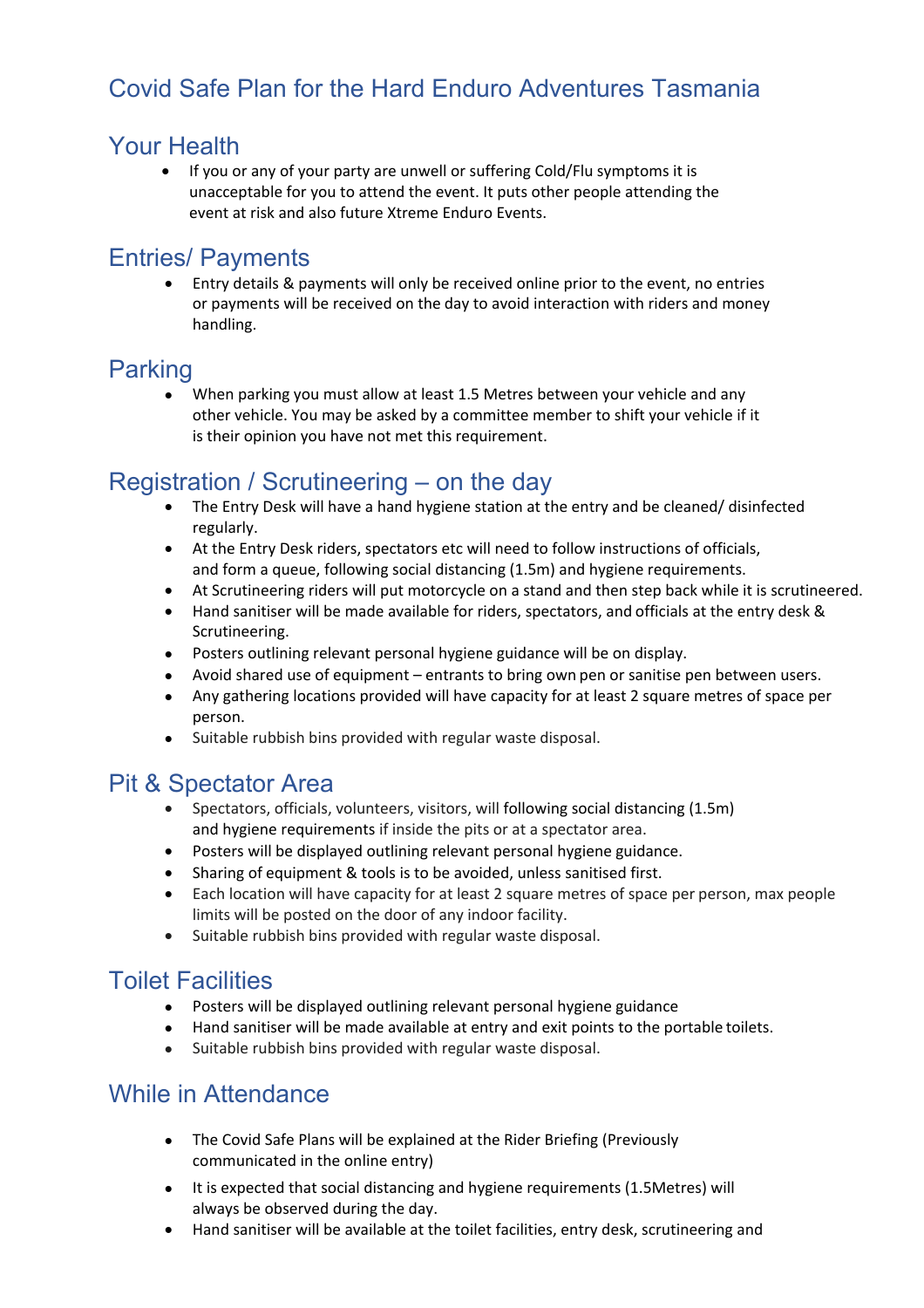# Covid Safe Plan for the Hard Enduro Adventures Tasmania

## Your Health

- If you or any of your party are unwell or suffering Cold/Flu symptoms it is unacceptable for you to attend the event. It puts other people attending the event at risk and also future Xtreme Enduro Events.

## Entries/ Payments

- Entry details & payments will only be received online prior to the event, no entries or payments will be received on the day to avoid interaction with riders and money handling.

## Parking

- When parking you must allow at least 1.5 Metres between your vehicle and any other vehicle. You may be asked by a committee member to shift your vehicle if it is their opinion you have not met this requirement.

## Registration / Scrutineering – on the day

- The Entry Desk will have a hand hygiene station at the entry and be cleaned/ disinfected regularly.
- At the Entry Desk riders, spectators etc will need to follow instructions of officials, and form a queue, following social distancing (1.5m) and hygiene requirements.
- At Scrutineering riders will put motorcycle on a stand and then step back while it is scrutineered.
- Hand sanitiser will be made available for riders, spectators, and officials at the entry desk & Scrutineering.
- Posters outlining relevant personal hygiene guidance will be on display.
- Avoid shared use of equipment – entrants to bring own pen or sanitise pen between users.
- Any gathering locations provided will have capacity for at least 2 square metres of space per person.
- Suitable rubbish bins provided with regular waste disposal.

## Pit & Spectator Area

- Spectators, officials, volunteers, visitors, will following social distancing (1.5m) and hygiene requirements if inside the pits or at a spectator area.
- Posters will be displayed outlining relevant personal hygiene guidance.
- Sharing of equipment & tools is to be avoided, unless sanitised first.
- Each location will have capacity for at least 2 square metres of space per person, max people limits will be posted on the door of any indoor facility.
- Suitable rubbish bins provided with regular waste disposal.

## Toilet Facilities

- Posters will be displayed outlining relevant personal hygiene guidance
- Hand sanitiser will be made available at entry and exit points to the portable toilets.
- Suitable rubbish bins provided with regular waste disposal.

## While in Attendance

- The Covid Safe Plans will be explained at the Rider Briefing (Previously communicated in the online entry)
- It is expected that social distancing and hygiene requirements (1.5Metres) will always be observed during the day.
- Hand sanitiser will be available at the toilet facilities, entry desk, scrutineering and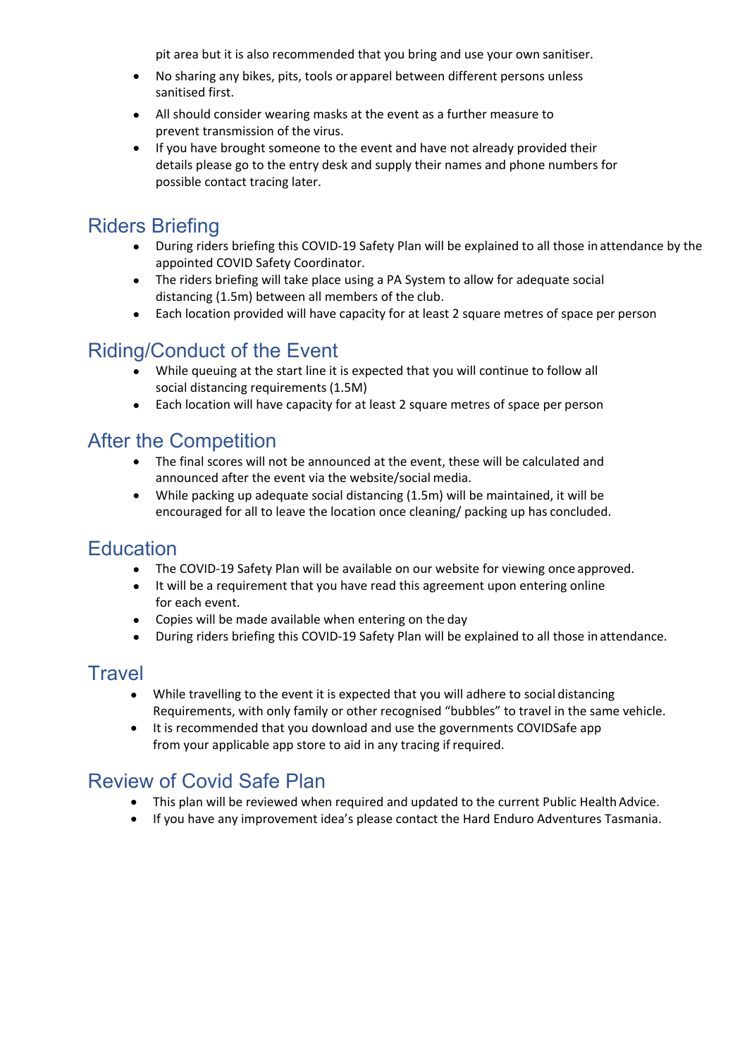pit area but it is also recommended that you bring and use your own sanitiser.

- No sharing any bikes, pits, tools or apparel between different persons unless sanitised first.
- All should consider wearing masks at the event as a further measure to prevent transmission of the virus.
- If you have brought someone to the event and have not already provided their details please go to the entry desk and supply their names and phone numbers for possible contact tracing later.

## Riders Briefing

- During riders briefing this COVID-19 Safety Plan will be explained to all those in attendance by the appointed COVID Safety Coordinator.
- The riders briefing will take place using a PA System to allow for adequate social distancing (1.5m) between all members of the club.
- Each location provided will have capacity for at least 2 square metres of space per person

## Riding/Conduct of the Event

- While queuing at the start line it is expected that you will continue to follow all social distancing requirements (1.5M)
- Each location will have capacity for at least 2 square metres of space per person

## After the Competition

- The final scores will not be announced at the event, these will be calculated and announced after the event via the website/social media.
- While packing up adequate social distancing (1.5m) will be maintained, it will be encouraged for all to leave the location once cleaning/ packing up has concluded.

## Education

- The COVID-19 Safety Plan will be available on our website for viewing once approved.
- It will be a requirement that you have read this agreement upon entering online for each event.
- Copies will be made available when entering on the day
- During riders briefing this COVID-19 Safety Plan will be explained to all those in attendance.

## Travel

- While travelling to the event it is expected that you will adhere to social distancing Requirements, with only family or other recognised "bubbles" to travel in the same vehicle.
- It is recommended that you download and use the governments COVIDSafe app from your applicable app store to aid in any tracing if required.

## Review of Covid Safe Plan

- This plan will be reviewed when required and updated to the current Public Health Advice.
- If you have any improvement idea's please contact the Hard Enduro Adventures Tasmania.